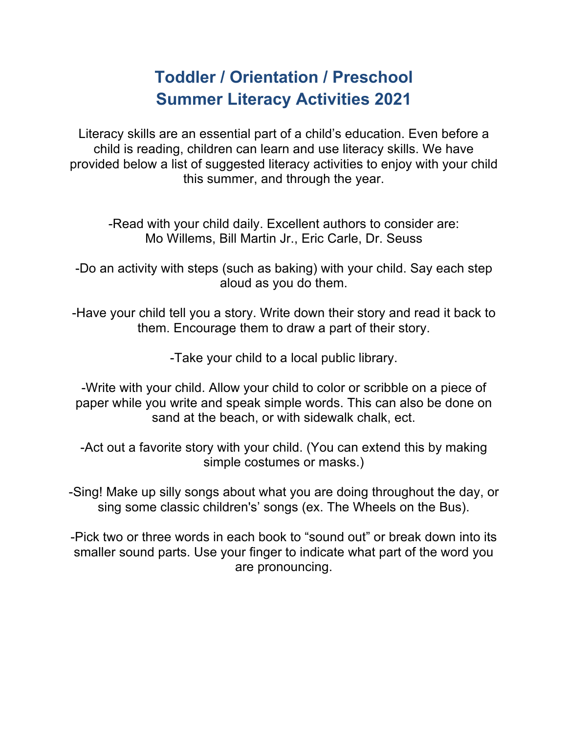# Toddler / Orientation / Preschool
# Summer Literacy Activities 2021

Literacy skills are an essential part of a child's education. Even before a child is reading, children can learn and use literacy skills. We have provided below a list of suggested literacy activities to enjoy with your child this summer, and through the year.

-Read with your child daily. Excellent authors to consider are: Mo Willems, Bill Martin Jr., Eric Carle, Dr. Seuss

-Do an activity with steps (such as baking) with your child. Say each step aloud as you do them.

-Have your child tell you a story. Write down their story and read it back to them. Encourage them to draw a part of their story.

-Take your child to a local public library.

-Write with your child. Allow your child to color or scribble on a piece of paper while you write and speak simple words. This can also be done on sand at the beach, or with sidewalk chalk, ect.

-Act out a favorite story with your child. (You can extend this by making simple costumes or masks.)

-Sing! Make up silly songs about what you are doing throughout the day, or sing some classic children's' songs (ex. The Wheels on the Bus).

-Pick two or three words in each book to "sound out" or break down into its smaller sound parts. Use your finger to indicate what part of the word you are pronouncing.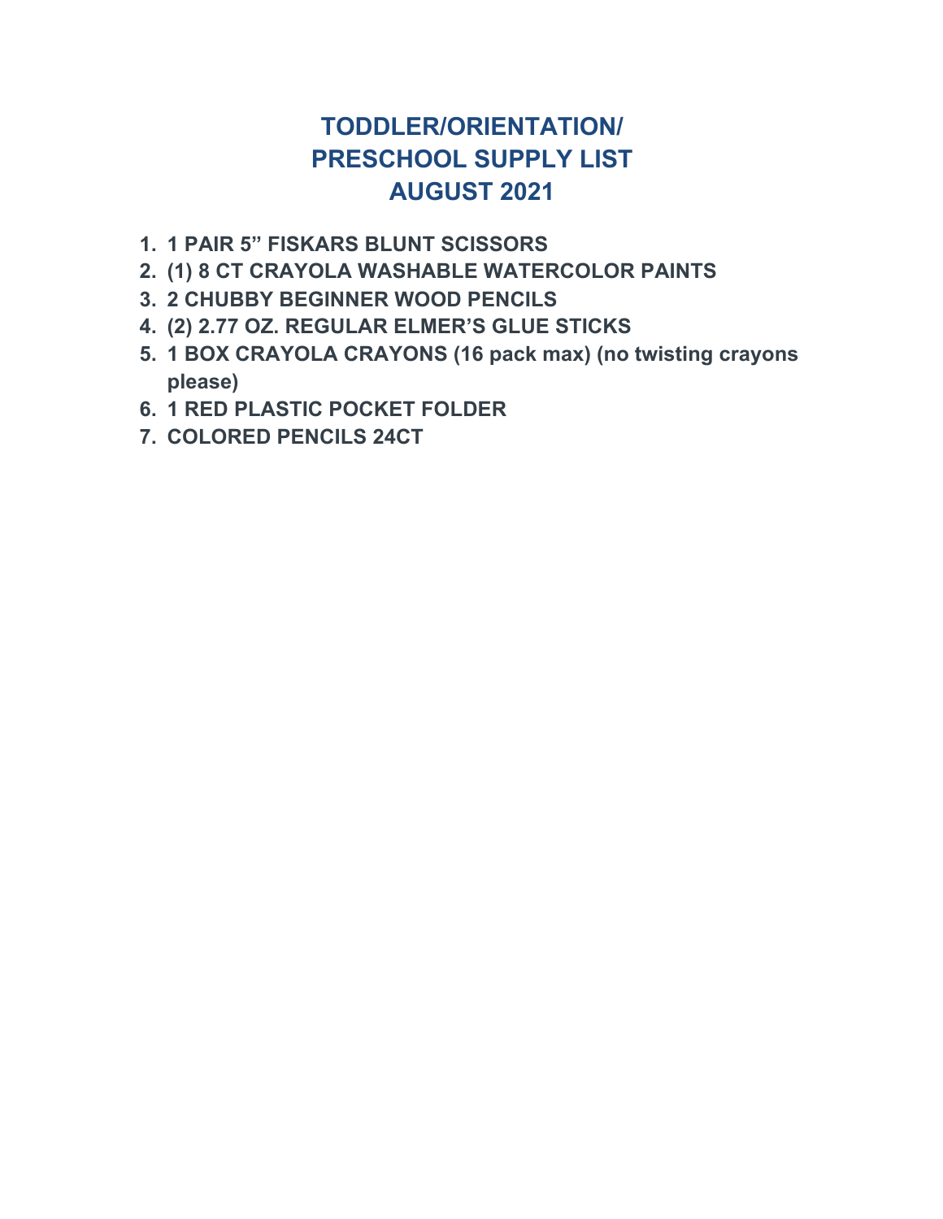# TODDLER/ORIENTATION/ PRESCHOOL SUPPLY LIST AUGUST 2021

1. **1 PAIR 5" FISKARS BLUNT SCISSORS**
2. **(1) 8 CT CRAYOLA WASHABLE WATERCOLOR PAINTS**
3. **2 CHUBBY BEGINNER WOOD PENCILS**
4. **(2) 2.77 OZ. REGULAR ELMER'S GLUE STICKS**
5. **1 BOX CRAYOLA CRAYONS (16 pack max) (no twisting crayons please)**
6. **1 RED PLASTIC POCKET FOLDER**
7. **COLORED PENCILS 24CT**